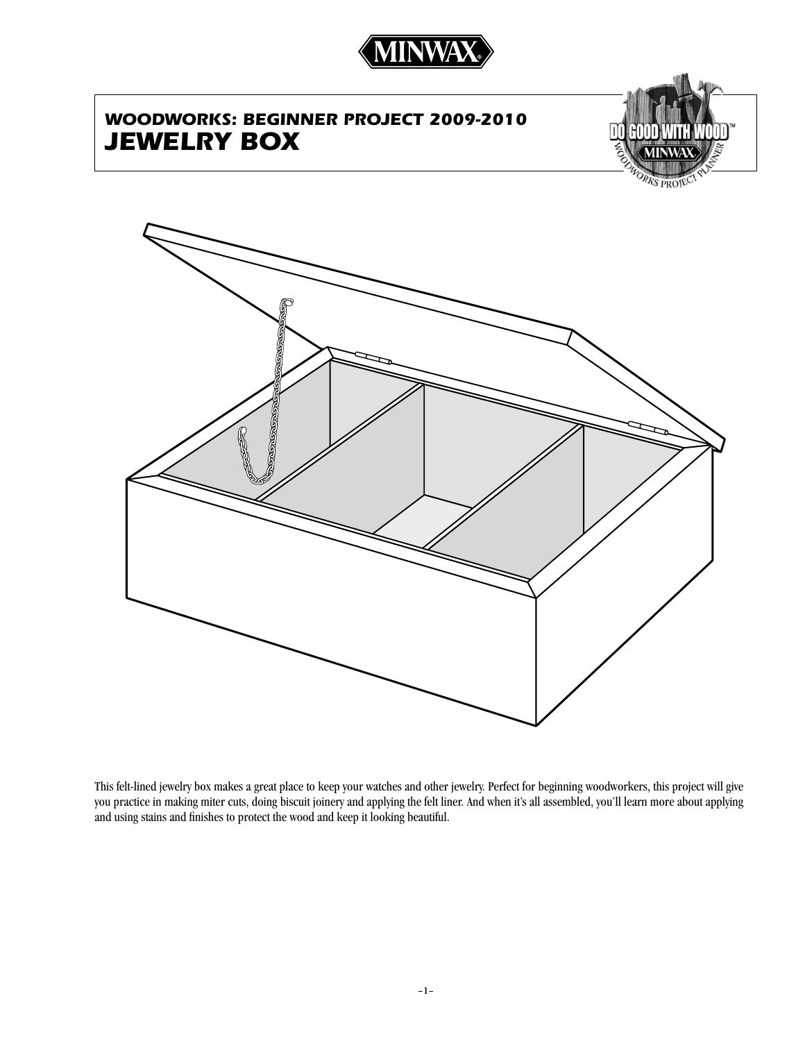# WOODWORKS: BEGINNER PROJECT 2009-2010

# JEWELRY BOX

This felt-lined jewelry box makes a great place to keep your watches and other jewelry. Perfect for beginning woodworkers, this project will give you practice in making miter cuts, doing biscuit joinery and applying the felt liner. And when it's all assembled, you'll learn more about applying and using stains and finishes to protect the wood and keep it looking beautiful.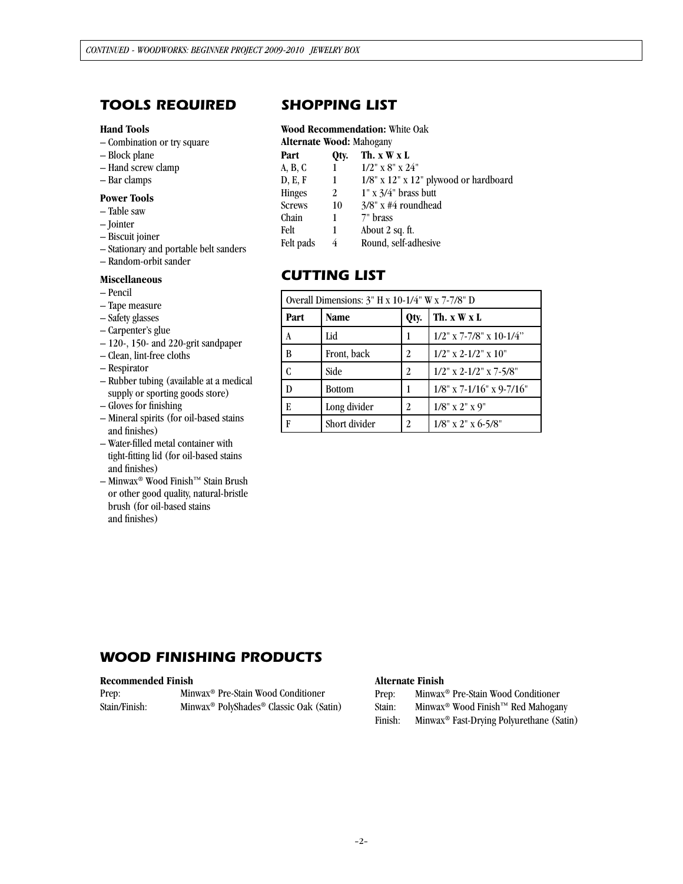## TOOLS REQUIRED

### Hand Tools

- Combination or try square
- Block plane
- Hand screw clamp
- Bar clamps

### Power Tools

- Table saw
- Jointer
- Biscuit joiner
- Stationary and portable belt sanders
- Random-orbit sander

### Miscellaneous

- Pencil
- Tape measure
- Safety glasses
- Carpenter's glue
- 120-, 150- and 220-grit sandpaper
- Clean, lint-free cloths
- Respirator
- Rubber tubing (available at a medical supply or sporting goods store)
- Gloves for finishing
- Mineral spirits (for oil-based stains and finishes)
- Water-filled metal container with tight-fitting lid (for oil-based stains and finishes)
- Minwax® Wood Finish™ Stain Brush or other good quality, natural-bristle brush (for oil-based stains and finishes)

## SHOPPING LIST

**Wood Recommendation:** White Oak
**Alternate Wood:** Mahogany

| Part | Qty. | Th. x W x L |
|---|---|---|
| A, B, C | 1 | 1/2" x 8" x 24" |
| D, E, F | 1 | 1/8" x 12" x 12" plywood or hardboard |
| Hinges | 2 | 1" x 3/4" brass butt |
| Screws | 10 | 3/8" x #4 roundhead |
| Chain | 1 | 7" brass |
| Felt | 1 | About 2 sq. ft. |
| Felt pads | 4 | Round, self-adhesive |

## CUTTING LIST

| Overall Dimensions: 3" H x 10-1/4" W x 7-7/8" D | | | |
|---|---|---|---|
| **Part** | **Name** | **Qty.** | **Th. x W x L** |
| A | Lid | 1 | 1/2" x 7-7/8" x 10-1/4" |
| B | Front, back | 2 | 1/2" x 2-1/2" x 10" |
| C | Side | 2 | 1/2" x 2-1/2" x 7-5/8" |
| D | Bottom | 1 | 1/8" x 7-1/16" x 9-7/16" |
| E | Long divider | 2 | 1/8" x 2" x 9" |
| F | Short divider | 2 | 1/8" x 2" x 6-5/8" |

## WOOD FINISHING PRODUCTS

### Recommended Finish

| | |
|---|---|
| Prep: | Minwax® Pre-Stain Wood Conditioner |
| Stain/Finish: | Minwax® PolyShades® Classic Oak (Satin) |

### Alternate Finish

| | |
|---|---|
| Prep: | Minwax® Pre-Stain Wood Conditioner |
| Stain: | Minwax® Wood Finish™ Red Mahogany |
| Finish: | Minwax® Fast-Drying Polyurethane (Satin) |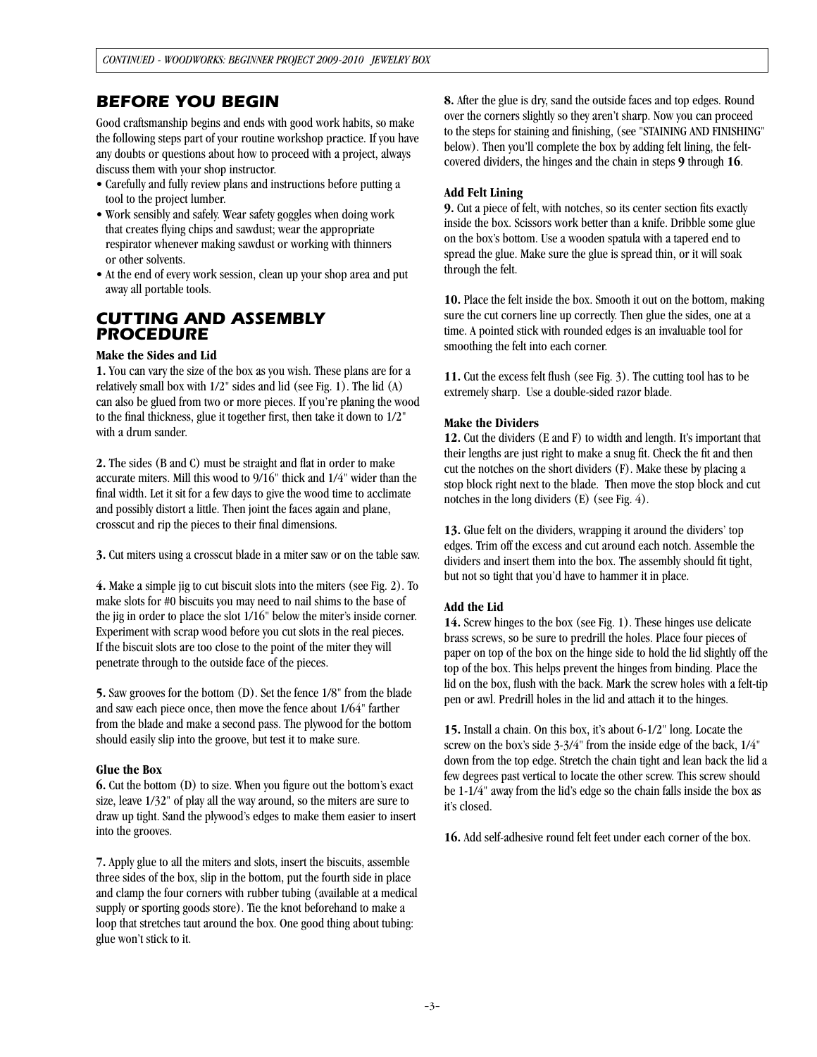## BEFORE YOU BEGIN

Good craftsmanship begins and ends with good work habits, so make the following steps part of your routine workshop practice. If you have any doubts or questions about how to proceed with a project, always discuss them with your shop instructor.

- Carefully and fully review plans and instructions before putting a tool to the project lumber.
- Work sensibly and safely. Wear safety goggles when doing work that creates flying chips and sawdust; wear the appropriate respirator whenever making sawdust or working with thinners or other solvents.
- At the end of every work session, clean up your shop area and put away all portable tools.

## CUTTING AND ASSEMBLY PROCEDURE

### Make the Sides and Lid

**1.** You can vary the size of the box as you wish. These plans are for a relatively small box with 1/2" sides and lid (see Fig. 1). The lid (A) can also be glued from two or more pieces. If you're planing the wood to the final thickness, glue it together first, then take it down to 1/2" with a drum sander.

**2.** The sides (B and C) must be straight and flat in order to make accurate miters. Mill this wood to 9/16" thick and 1/4" wider than the final width. Let it sit for a few days to give the wood time to acclimate and possibly distort a little. Then joint the faces again and plane, crosscut and rip the pieces to their final dimensions.

**3.** Cut miters using a crosscut blade in a miter saw or on the table saw.

**4.** Make a simple jig to cut biscuit slots into the miters (see Fig. 2). To make slots for #0 biscuits you may need to nail shims to the base of the jig in order to place the slot 1/16" below the miter's inside corner. Experiment with scrap wood before you cut slots in the real pieces. If the biscuit slots are too close to the point of the miter they will penetrate through to the outside face of the pieces.

**5.** Saw grooves for the bottom (D). Set the fence 1/8" from the blade and saw each piece once, then move the fence about 1/64" farther from the blade and make a second pass. The plywood for the bottom should easily slip into the groove, but test it to make sure.

### Glue the Box

**6.** Cut the bottom (D) to size. When you figure out the bottom's exact size, leave 1/32" of play all the way around, so the miters are sure to draw up tight. Sand the plywood's edges to make them easier to insert into the grooves.

**7.** Apply glue to all the miters and slots, insert the biscuits, assemble three sides of the box, slip in the bottom, put the fourth side in place and clamp the four corners with rubber tubing (available at a medical supply or sporting goods store). Tie the knot beforehand to make a loop that stretches taut around the box. One good thing about tubing: glue won't stick to it.

**8.** After the glue is dry, sand the outside faces and top edges. Round over the corners slightly so they aren't sharp. Now you can proceed to the steps for staining and finishing, (see "STAINING AND FINISHING" below). Then you'll complete the box by adding felt lining, the felt-covered dividers, the hinges and the chain in steps **9** through **16**.

### Add Felt Lining

**9.** Cut a piece of felt, with notches, so its center section fits exactly inside the box. Scissors work better than a knife. Dribble some glue on the box's bottom. Use a wooden spatula with a tapered end to spread the glue. Make sure the glue is spread thin, or it will soak through the felt.

**10.** Place the felt inside the box. Smooth it out on the bottom, making sure the cut corners line up correctly. Then glue the sides, one at a time. A pointed stick with rounded edges is an invaluable tool for smoothing the felt into each corner.

**11.** Cut the excess felt flush (see Fig. 3). The cutting tool has to be extremely sharp. Use a double-sided razor blade.

### Make the Dividers

**12.** Cut the dividers (E and F) to width and length. It's important that their lengths are just right to make a snug fit. Check the fit and then cut the notches on the short dividers (F). Make these by placing a stop block right next to the blade. Then move the stop block and cut notches in the long dividers (E) (see Fig. 4).

**13.** Glue felt on the dividers, wrapping it around the dividers' top edges. Trim off the excess and cut around each notch. Assemble the dividers and insert them into the box. The assembly should fit tight, but not so tight that you'd have to hammer it in place.

### Add the Lid

**14.** Screw hinges to the box (see Fig. 1). These hinges use delicate brass screws, so be sure to predrill the holes. Place four pieces of paper on top of the box on the hinge side to hold the lid slightly off the top of the box. This helps prevent the hinges from binding. Place the lid on the box, flush with the back. Mark the screw holes with a felt-tip pen or awl. Predrill holes in the lid and attach it to the hinges.

**15.** Install a chain. On this box, it's about 6-1/2" long. Locate the screw on the box's side 3-3/4" from the inside edge of the back, 1/4" down from the top edge. Stretch the chain tight and lean back the lid a few degrees past vertical to locate the other screw. This screw should be 1-1/4" away from the lid's edge so the chain falls inside the box as it's closed.

**16.** Add self-adhesive round felt feet under each corner of the box.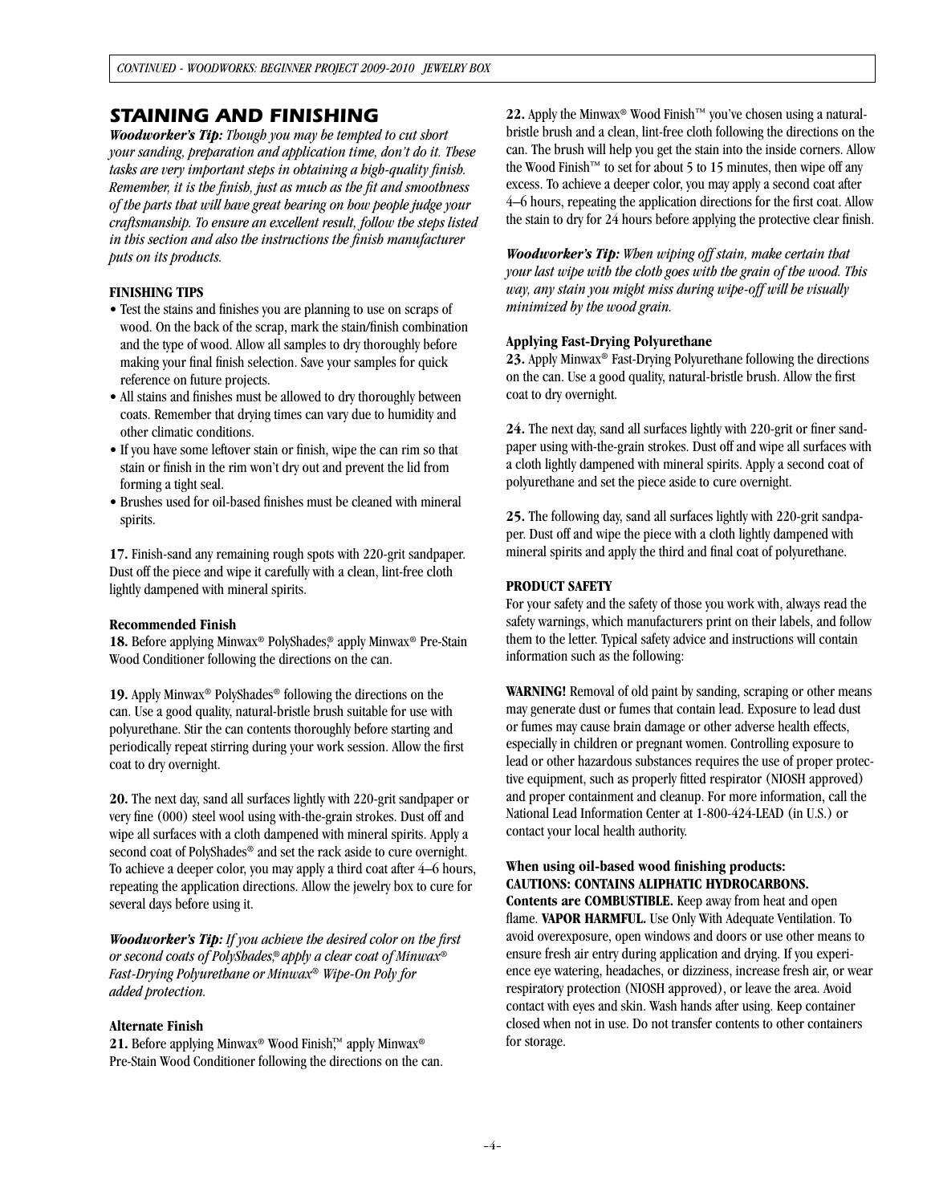## STAINING AND FINISHING

***Woodworker's Tip:*** *Though you may be tempted to cut short your sanding, preparation and application time, don't do it. These tasks are very important steps in obtaining a high-quality finish. Remember, it is the finish, just as much as the fit and smoothness of the parts that will have great bearing on how people judge your craftsmanship. To ensure an excellent result, follow the steps listed in this section and also the instructions the finish manufacturer puts on its products.*

**FINISHING TIPS**

- Test the stains and finishes you are planning to use on scraps of wood. On the back of the scrap, mark the stain/finish combination and the type of wood. Allow all samples to dry thoroughly before making your final finish selection. Save your samples for quick reference on future projects.
- All stains and finishes must be allowed to dry thoroughly between coats. Remember that drying times can vary due to humidity and other climatic conditions.
- If you have some leftover stain or finish, wipe the can rim so that stain or finish in the rim won't dry out and prevent the lid from forming a tight seal.
- Brushes used for oil-based finishes must be cleaned with mineral spirits.

**17.** Finish-sand any remaining rough spots with 220-grit sandpaper. Dust off the piece and wipe it carefully with a clean, lint-free cloth lightly dampened with mineral spirits.

**Recommended Finish**

**18.** Before applying Minwax® PolyShades,® apply Minwax® Pre-Stain Wood Conditioner following the directions on the can.

**19.** Apply Minwax® PolyShades® following the directions on the can. Use a good quality, natural-bristle brush suitable for use with polyurethane. Stir the can contents thoroughly before starting and periodically repeat stirring during your work session. Allow the first coat to dry overnight.

**20.** The next day, sand all surfaces lightly with 220-grit sandpaper or very fine (000) steel wool using with-the-grain strokes. Dust off and wipe all surfaces with a cloth dampened with mineral spirits. Apply a second coat of PolyShades® and set the rack aside to cure overnight. To achieve a deeper color, you may apply a third coat after 4–6 hours, repeating the application directions. Allow the jewelry box to cure for several days before using it.

***Woodworker's Tip:*** *If you achieve the desired color on the first or second coats of PolyShades,® apply a clear coat of Minwax® Fast-Drying Polyurethane or Minwax® Wipe-On Poly for added protection.*

**Alternate Finish**

**21.** Before applying Minwax® Wood Finish,™ apply Minwax® Pre-Stain Wood Conditioner following the directions on the can.

**22.** Apply the Minwax® Wood Finish™ you've chosen using a natural-bristle brush and a clean, lint-free cloth following the directions on the can. The brush will help you get the stain into the inside corners. Allow the Wood Finish™ to set for about 5 to 15 minutes, then wipe off any excess. To achieve a deeper color, you may apply a second coat after 4–6 hours, repeating the application directions for the first coat. Allow the stain to dry for 24 hours before applying the protective clear finish.

***Woodworker's Tip:*** *When wiping off stain, make certain that your last wipe with the cloth goes with the grain of the wood. This way, any stain you might miss during wipe-off will be visually minimized by the wood grain.*

**Applying Fast-Drying Polyurethane**

**23.** Apply Minwax® Fast-Drying Polyurethane following the directions on the can. Use a good quality, natural-bristle brush. Allow the first coat to dry overnight.

**24.** The next day, sand all surfaces lightly with 220-grit or finer sandpaper using with-the-grain strokes. Dust off and wipe all surfaces with a cloth lightly dampened with mineral spirits. Apply a second coat of polyurethane and set the piece aside to cure overnight.

**25.** The following day, sand all surfaces lightly with 220-grit sandpaper. Dust off and wipe the piece with a cloth lightly dampened with mineral spirits and apply the third and final coat of polyurethane.

**PRODUCT SAFETY**

For your safety and the safety of those you work with, always read the safety warnings, which manufacturers print on their labels, and follow them to the letter. Typical safety advice and instructions will contain information such as the following:

**WARNING!** Removal of old paint by sanding, scraping or other means may generate dust or fumes that contain lead. Exposure to lead dust or fumes may cause brain damage or other adverse health effects, especially in children or pregnant women. Controlling exposure to lead or other hazardous substances requires the use of proper protective equipment, such as properly fitted respirator (NIOSH approved) and proper containment and cleanup. For more information, call the National Lead Information Center at 1-800-424-LEAD (in U.S.) or contact your local health authority.

**When using oil-based wood finishing products:**
**CAUTIONS: CONTAINS ALIPHATIC HYDROCARBONS.**
**Contents are COMBUSTIBLE.** Keep away from heat and open flame. **VAPOR HARMFUL.** Use Only With Adequate Ventilation. To avoid overexposure, open windows and doors or use other means to ensure fresh air entry during application and drying. If you experience eye watering, headaches, or dizziness, increase fresh air, or wear respiratory protection (NIOSH approved), or leave the area. Avoid contact with eyes and skin. Wash hands after using. Keep container closed when not in use. Do not transfer contents to other containers for storage.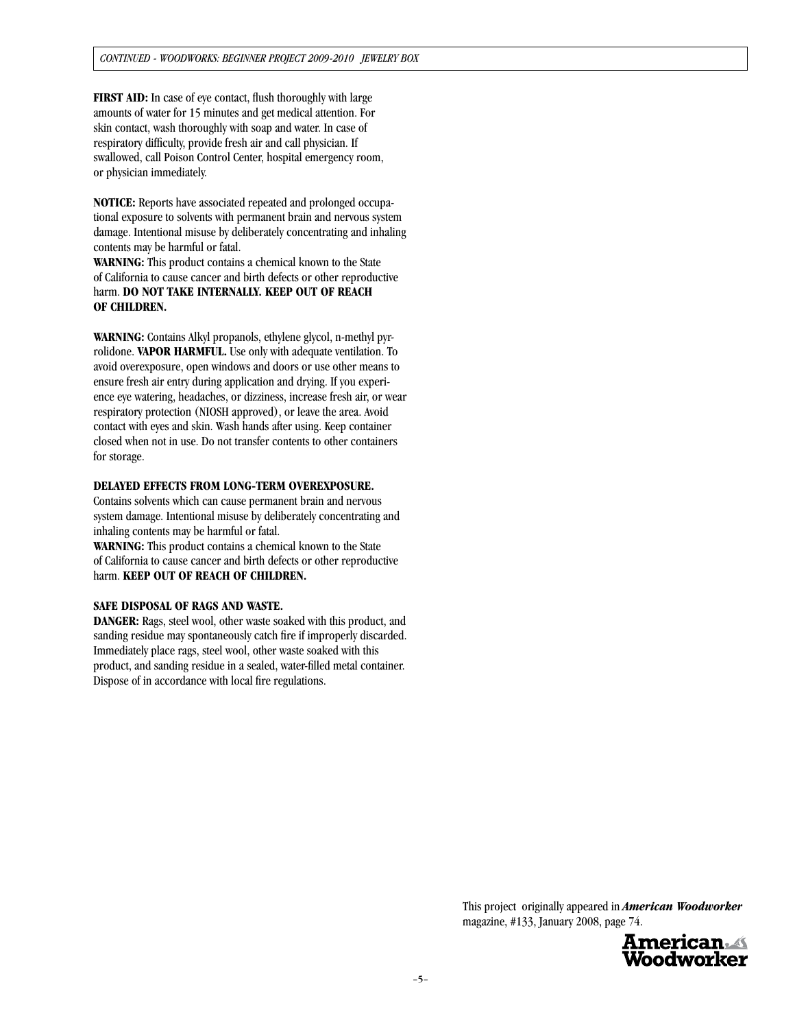**FIRST AID:** In case of eye contact, flush thoroughly with large amounts of water for 15 minutes and get medical attention. For skin contact, wash thoroughly with soap and water. In case of respiratory difficulty, provide fresh air and call physician. If swallowed, call Poison Control Center, hospital emergency room, or physician immediately.

**NOTICE:** Reports have associated repeated and prolonged occupational exposure to solvents with permanent brain and nervous system damage. Intentional misuse by deliberately concentrating and inhaling contents may be harmful or fatal.
**WARNING:** This product contains a chemical known to the State of California to cause cancer and birth defects or other reproductive harm. **DO NOT TAKE INTERNALLY. KEEP OUT OF REACH OF CHILDREN.**

**WARNING:** Contains Alkyl propanols, ethylene glycol, n-methyl pyrrolidone. **VAPOR HARMFUL.** Use only with adequate ventilation. To avoid overexposure, open windows and doors or use other means to ensure fresh air entry during application and drying. If you experience eye watering, headaches, or dizziness, increase fresh air, or wear respiratory protection (NIOSH approved), or leave the area. Avoid contact with eyes and skin. Wash hands after using. Keep container closed when not in use. Do not transfer contents to other containers for storage.

**DELAYED EFFECTS FROM LONG-TERM OVEREXPOSURE.**
Contains solvents which can cause permanent brain and nervous system damage. Intentional misuse by deliberately concentrating and inhaling contents may be harmful or fatal.
**WARNING:** This product contains a chemical known to the State of California to cause cancer and birth defects or other reproductive harm. **KEEP OUT OF REACH OF CHILDREN.**

**SAFE DISPOSAL OF RAGS AND WASTE.**
**DANGER:** Rags, steel wool, other waste soaked with this product, and sanding residue may spontaneously catch fire if improperly discarded. Immediately place rags, steel wool, other waste soaked with this product, and sanding residue in a sealed, water-filled metal container. Dispose of in accordance with local fire regulations.

This project originally appeared in ***American Woodworker*** magazine, #133, January 2008, page 74.

American Woodworker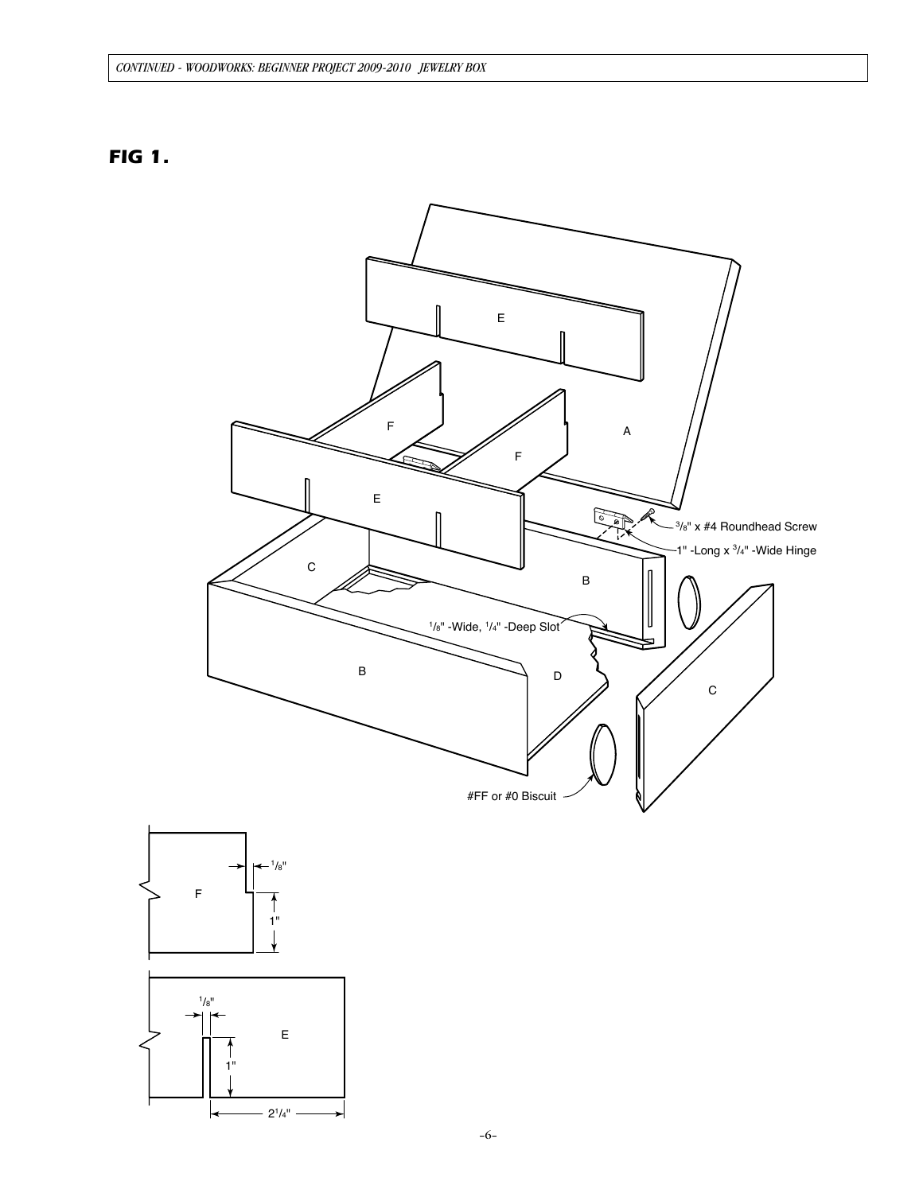**FIG 1.**

A

E

F

F

E

C

B

$^3/_8$" x #4 Roundhead Screw

1" -Long x $^3/_4$" -Wide Hinge

$^1/_8$" -Wide, $^1/_4$" -Deep Slot

B

D

C

#FF or #0 Biscuit

F

$^1/_8$"

1"

E

$^1/_8$"

1"

$2^1/_4$"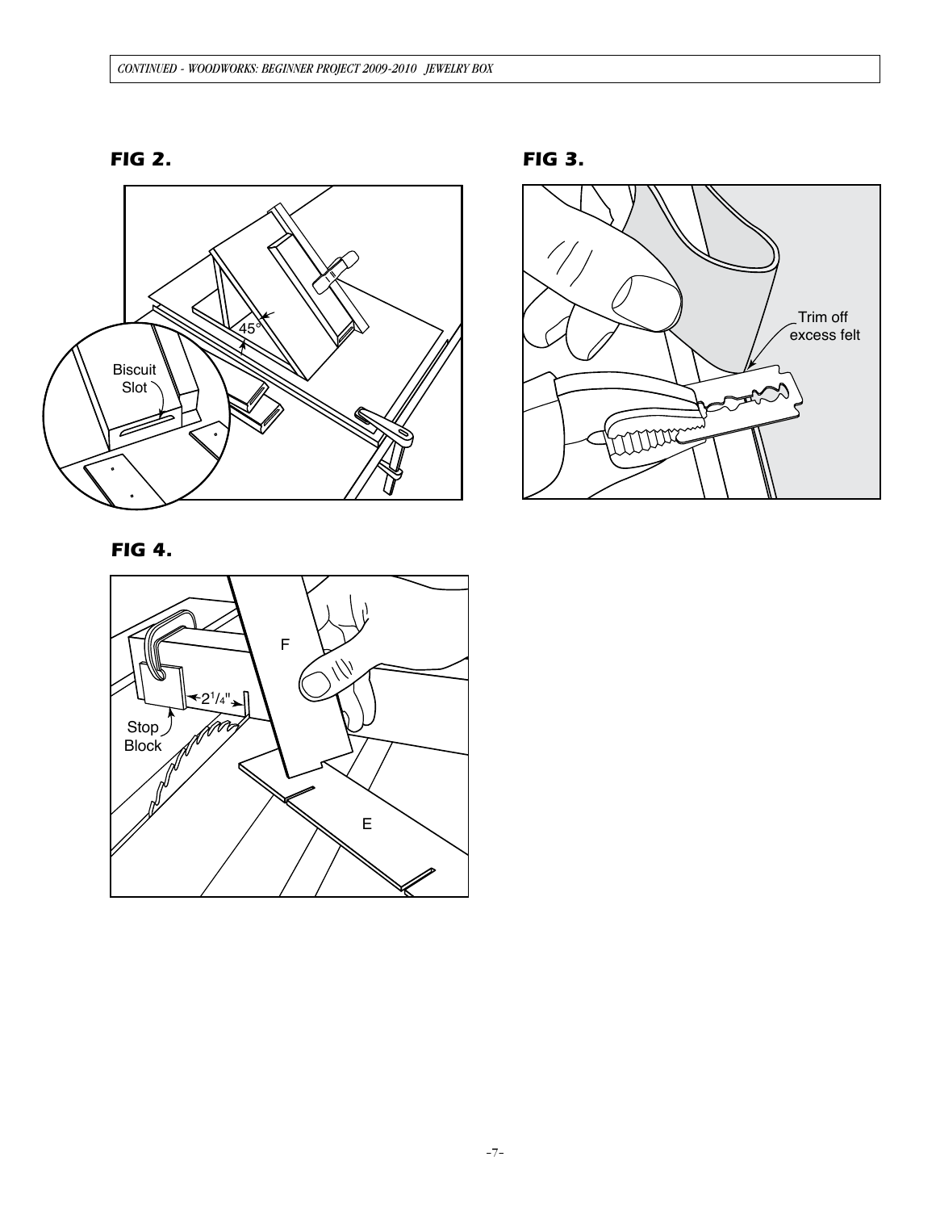**FIG 2.**

Biscuit Slot

45°

**FIG 3.**

Trim off excess felt

**FIG 4.**

F

$2^1/_4$"

Stop Block

E